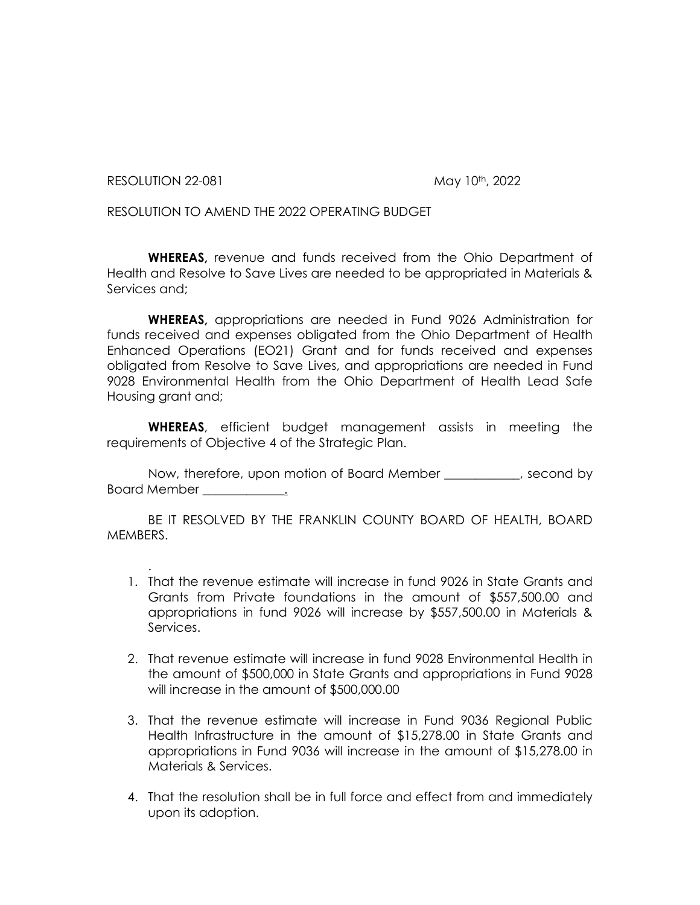RESOLUTION 22-081 May 10th, 2022

RESOLUTION TO AMEND THE 2022 OPERATING BUDGET

**WHEREAS,** revenue and funds received from the Ohio Department of Health and Resolve to Save Lives are needed to be appropriated in Materials & Services and;

**WHEREAS,** appropriations are needed in Fund 9026 Administration for funds received and expenses obligated from the Ohio Department of Health Enhanced Operations (EO21) Grant and for funds received and expenses obligated from Resolve to Save Lives, and appropriations are needed in Fund 9028 Environmental Health from the Ohio Department of Health Lead Safe Housing grant and;

**WHEREAS**, efficient budget management assists in meeting the requirements of Objective 4 of the Strategic Plan.

Now, therefore, upon motion of Board Member ____________, second by Board Member _____________.

BE IT RESOLVED BY THE FRANKLIN COUNTY BOARD OF HEALTH, BOARD MEMBERS.

.

1. That the revenue estimate will increase in fund 9026 in State Grants and Grants from Private foundations in the amount of $557,500.00 and appropriations in fund 9026 will increase by $557,500.00 in Materials & Services.

2. That revenue estimate will increase in fund 9028 Environmental Health in the amount of $500,000 in State Grants and appropriations in Fund 9028 will increase in the amount of $500,000.00

3. That the revenue estimate will increase in Fund 9036 Regional Public Health Infrastructure in the amount of $15,278.00 in State Grants and appropriations in Fund 9036 will increase in the amount of $15,278.00 in Materials & Services.

4. That the resolution shall be in full force and effect from and immediately upon its adoption.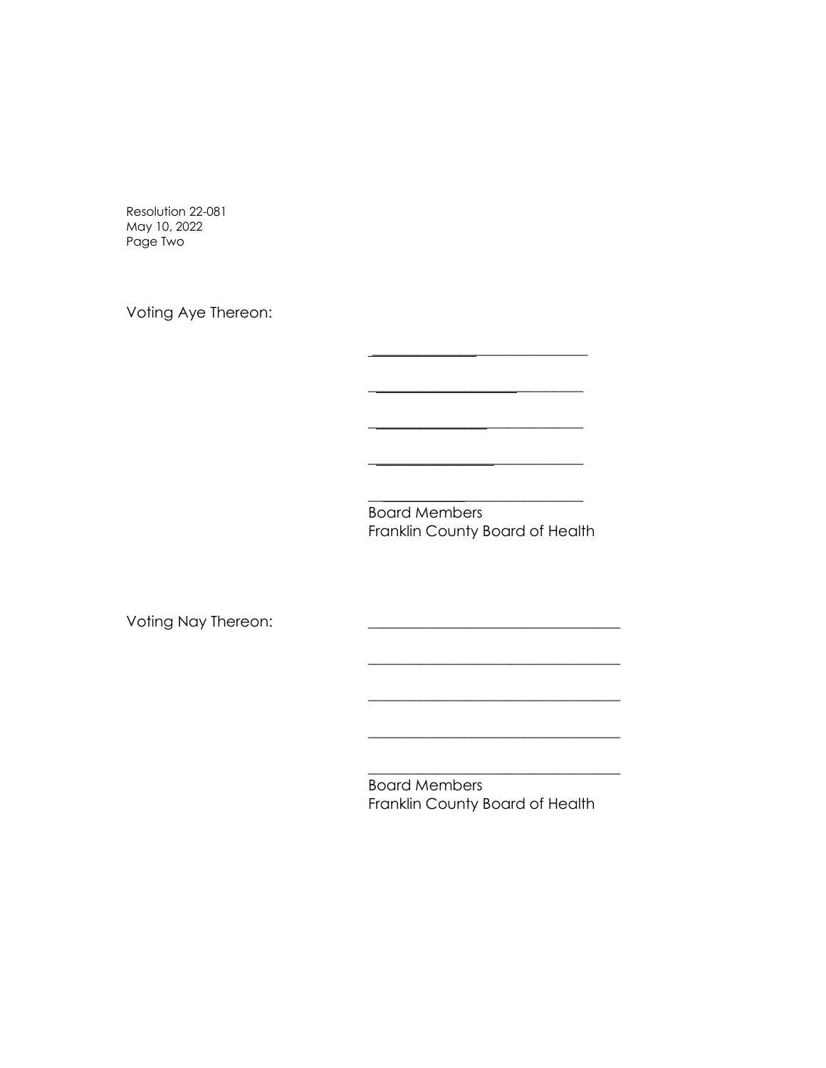Resolution 22-081
May 10, 2022
Page Two

Voting Aye Thereon:

______________________________

______________________________

______________________________

______________________________

______________________________
Board Members
Franklin County Board of Health

Voting Nay Thereon:

______________________________

______________________________

______________________________

______________________________

______________________________
Board Members
Franklin County Board of Health